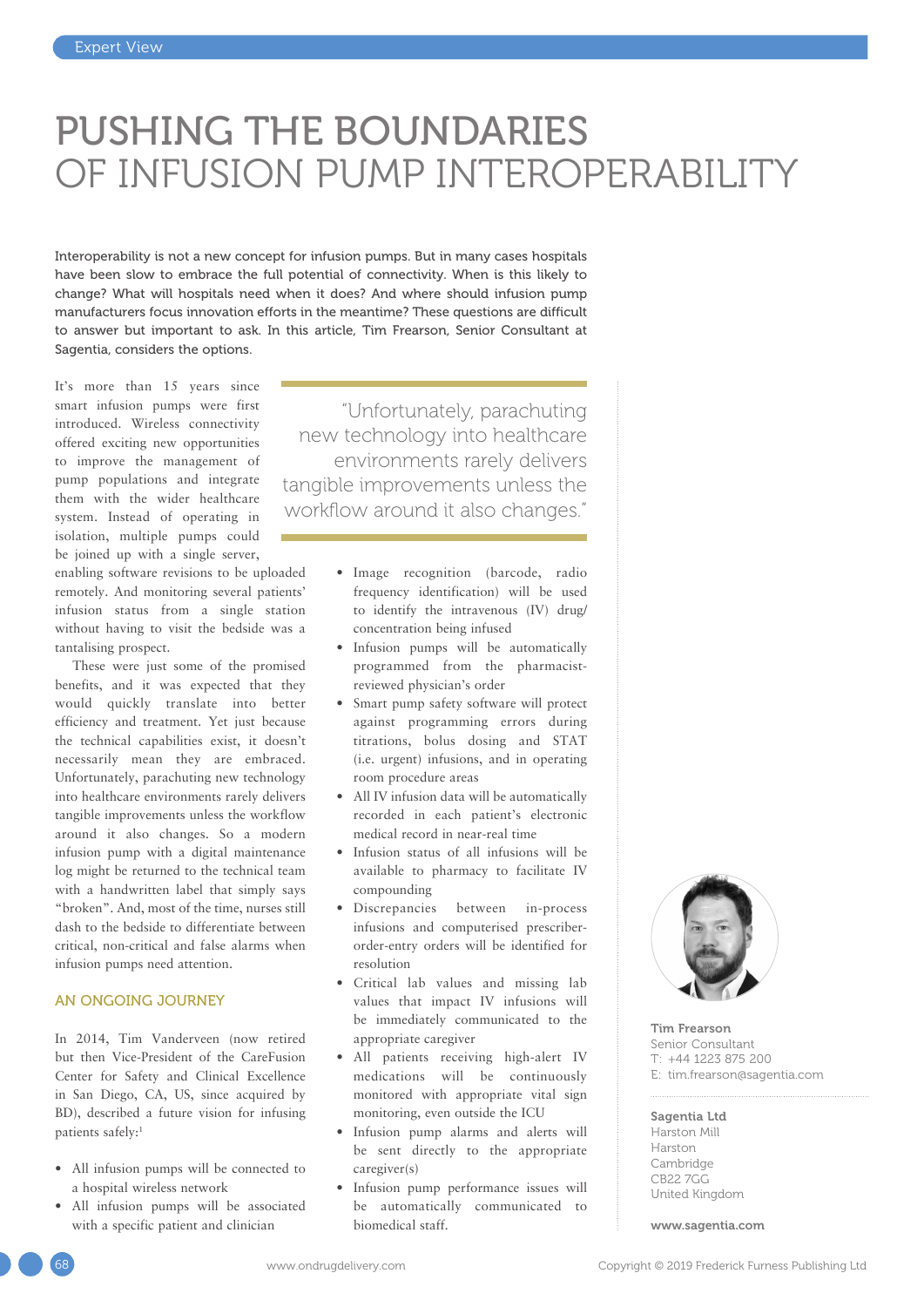# PUSHING THE BOUNDARIES OF INFUSION PUMP INTEROPERABILITY

**Interoperability is not a new concept for infusion pumps. But in many cases hospitals have been slow to embrace the full potential of connectivity. When is this likely to change? What will hospitals need when it does? And where should infusion pump manufacturers focus innovation efforts in the meantime? These questions are difficult to answer but important to ask. In this article, Tim Frearson, Senior Consultant at Sagentia, considers the options.**

It's more than 15 years since smart infusion pumps were first introduced. Wireless connectivity offered exciting new opportunities to improve the management of pump populations and integrate them with the wider healthcare system. Instead of operating in isolation, multiple pumps could be joined up with a single server, enabling software revisions to be uploaded remotely. And monitoring several patients' infusion status from a single station without having to visit the bedside was a tantalising prospect.

These were just some of the promised benefits, and it was expected that they would quickly translate into better efficiency and treatment. Yet just because the technical capabilities exist, it doesn't necessarily mean they are embraced. Unfortunately, parachuting new technology into healthcare environments rarely delivers tangible improvements unless the workflow around it also changes. So a modern infusion pump with a digital maintenance log might be returned to the technical team with a handwritten label that simply says "broken". And, most of the time, nurses still dash to the bedside to differentiate between critical, non-critical and false alarms when infusion pumps need attention.

> "Unfortunately, parachuting new technology into healthcare environments rarely delivers tangible improvements unless the workflow around it also changes."

## AN ONGOING JOURNEY

In 2014, Tim Vanderveen (now retired but then Vice-President of the CareFusion Center for Safety and Clinical Excellence in San Diego, CA, US, since acquired by BD), described a future vision for infusing patients safely:[1]

- All infusion pumps will be connected to a hospital wireless network
- All infusion pumps will be associated with a specific patient and clinician
- Image recognition (barcode, radio frequency identification) will be used to identify the intravenous (IV) drug/concentration being infused
- Infusion pumps will be automatically programmed from the pharmacist-reviewed physician's order
- Smart pump safety software will protect against programming errors during titrations, bolus dosing and STAT (i.e. urgent) infusions, and in operating room procedure areas
- All IV infusion data will be automatically recorded in each patient's electronic medical record in near-real time
- Infusion status of all infusions will be available to pharmacy to facilitate IV compounding
- Discrepancies between in-process infusions and computerised prescriber-order-entry orders will be identified for resolution
- Critical lab values and missing lab values that impact IV infusions will be immediately communicated to the appropriate caregiver
- All patients receiving high-alert IV medications will be continuously monitored with appropriate vital sign monitoring, even outside the ICU
- Infusion pump alarms and alerts will be sent directly to the appropriate caregiver(s)
- Infusion pump performance issues will be automatically communicated to biomedical staff.

**Tim Frearson**
Senior Consultant
T: +44 1223 875 200
E: tim.frearson@sagentia.com

**Sagentia Ltd**
Harston Mill
Harston
Cambridge
CB22 7GG
United Kingdom

**www.sagentia.com**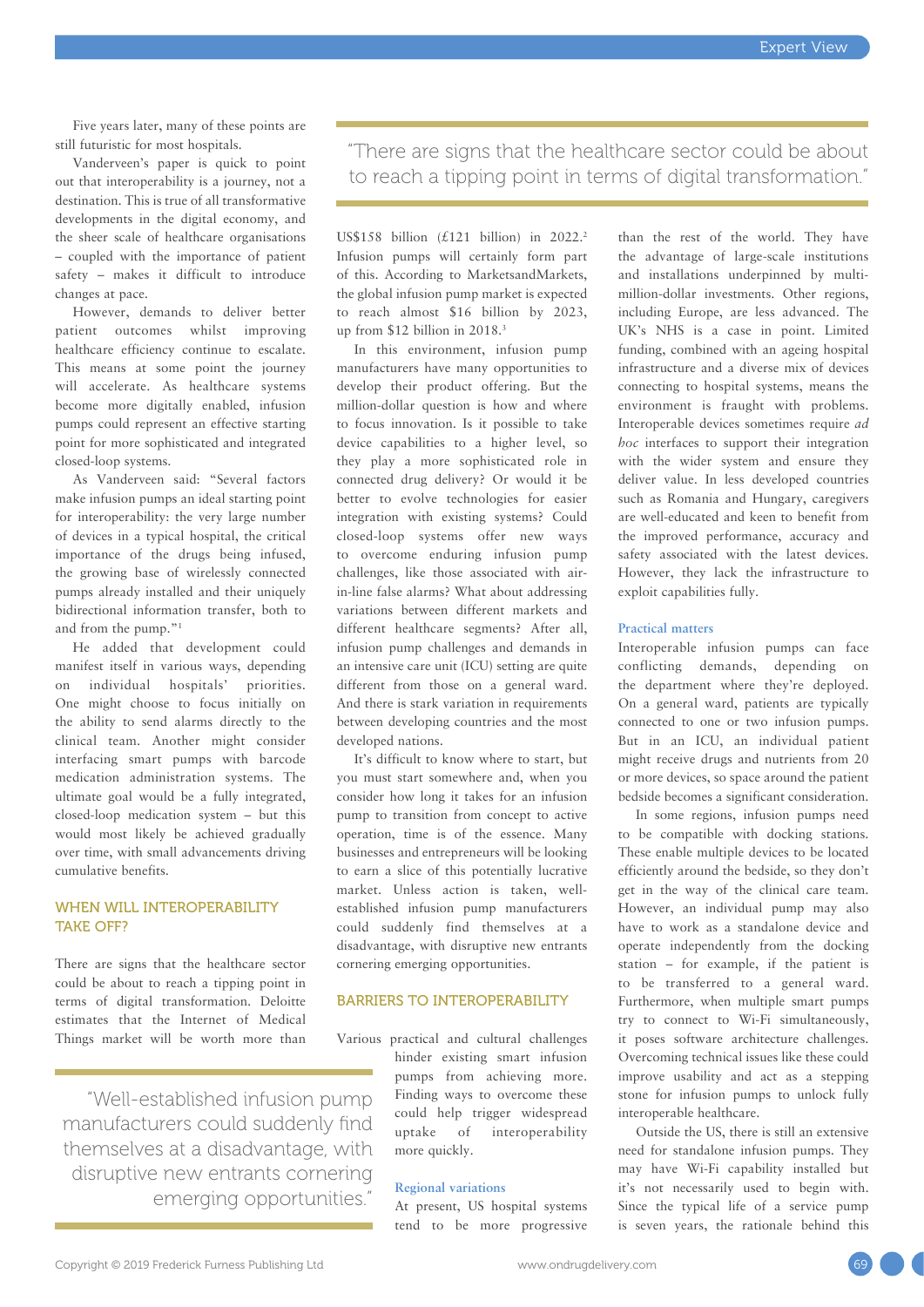Five years later, many of these points are still futuristic for most hospitals.

Vanderveen's paper is quick to point out that interoperability is a journey, not a destination. This is true of all transformative developments in the digital economy, and the sheer scale of healthcare organisations – coupled with the importance of patient safety – makes it difficult to introduce changes at pace.

However, demands to deliver better patient outcomes whilst improving healthcare efficiency continue to escalate. This means at some point the journey will accelerate. As healthcare systems become more digitally enabled, infusion pumps could represent an effective starting point for more sophisticated and integrated closed-loop systems.

As Vanderveen said: "Several factors make infusion pumps an ideal starting point for interoperability: the very large number of devices in a typical hospital, the critical importance of the drugs being infused, the growing base of wirelessly connected pumps already installed and their uniquely bidirectional information transfer, both to and from the pump."[1]

He added that development could manifest itself in various ways, depending on individual hospitals' priorities. One might choose to focus initially on the ability to send alarms directly to the clinical team. Another might consider interfacing smart pumps with barcode medication administration systems. The ultimate goal would be a fully integrated, closed-loop medication system – but this would most likely be achieved gradually over time, with small advancements driving cumulative benefits.

## WHEN WILL INTEROPERABILITY TAKE OFF?

There are signs that the healthcare sector could be about to reach a tipping point in terms of digital transformation. Deloitte estimates that the Internet of Medical Things market will be worth more than US$158 billion (£121 billion) in 2022.[2] Infusion pumps will certainly form part of this. According to MarketsandMarkets, the global infusion pump market is expected to reach almost $16 billion by 2023, up from $12 billion in 2018.[3]

> "There are signs that the healthcare sector could be about to reach a tipping point in terms of digital transformation."

In this environment, infusion pump manufacturers have many opportunities to develop their product offering. But the million-dollar question is how and where to focus innovation. Is it possible to take device capabilities to a higher level, so they play a more sophisticated role in connected drug delivery? Or would it be better to evolve technologies for easier integration with existing systems? Could closed-loop systems offer new ways to overcome enduring infusion pump challenges, like those associated with air-in-line false alarms? What about addressing variations between different markets and different healthcare segments? After all, infusion pump challenges and demands in an intensive care unit (ICU) setting are quite different from those on a general ward. And there is stark variation in requirements between developing countries and the most developed nations.

It's difficult to know where to start, but you must start somewhere and, when you consider how long it takes for an infusion pump to transition from concept to active operation, time is of the essence. Many businesses and entrepreneurs will be looking to earn a slice of this potentially lucrative market. Unless action is taken, well-established infusion pump manufacturers could suddenly find themselves at a disadvantage, with disruptive new entrants cornering emerging opportunities.

> "Well-established infusion pump manufacturers could suddenly find themselves at a disadvantage, with disruptive new entrants cornering emerging opportunities."

## BARRIERS TO INTEROPERABILITY

Various practical and cultural challenges hinder existing smart infusion pumps from achieving more. Finding ways to overcome these could help trigger widespread uptake of interoperability more quickly.

### Regional variations

At present, US hospital systems tend to be more progressive than the rest of the world. They have the advantage of large-scale institutions and installations underpinned by multi-million-dollar investments. Other regions, including Europe, are less advanced. The UK's NHS is a case in point. Limited funding, combined with an ageing hospital infrastructure and a diverse mix of devices connecting to hospital systems, means the environment is fraught with problems. Interoperable devices sometimes require *ad hoc* interfaces to support their integration with the wider system and ensure they deliver value. In less developed countries such as Romania and Hungary, caregivers are well-educated and keen to benefit from the improved performance, accuracy and safety associated with the latest devices. However, they lack the infrastructure to exploit capabilities fully.

### Practical matters

Interoperable infusion pumps can face conflicting demands, depending on the department where they're deployed. On a general ward, patients are typically connected to one or two infusion pumps. But in an ICU, an individual patient might receive drugs and nutrients from 20 or more devices, so space around the patient bedside becomes a significant consideration.

In some regions, infusion pumps need to be compatible with docking stations. These enable multiple devices to be located efficiently around the bedside, so they don't get in the way of the clinical care team. However, an individual pump may also have to work as a standalone device and operate independently from the docking station – for example, if the patient is to be transferred to a general ward. Furthermore, when multiple smart pumps try to connect to Wi-Fi simultaneously, it poses software architecture challenges. Overcoming technical issues like these could improve usability and act as a stepping stone for infusion pumps to unlock fully interoperable healthcare.

Outside the US, there is still an extensive need for standalone infusion pumps. They may have Wi-Fi capability installed but it's not necessarily used to begin with. Since the typical life of a service pump is seven years, the rationale behind this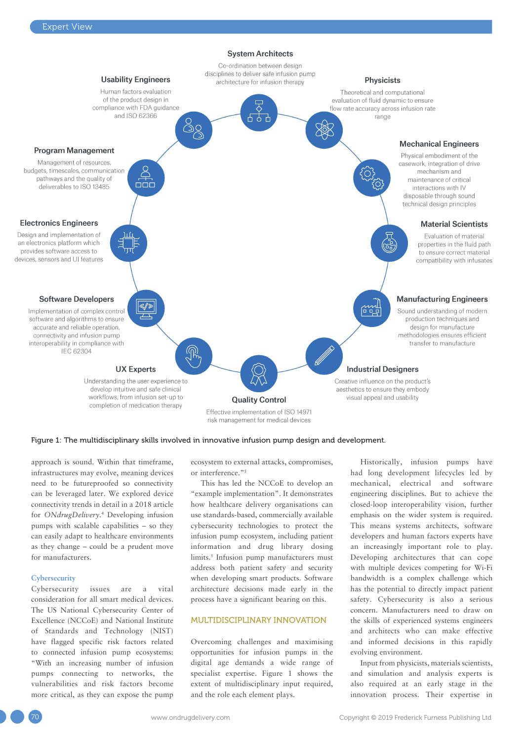**System Architects**

Co-ordination between design disciplines to deliver safe infusion pump architecture for infusion therapy

**Physicists**

Theoretical and computational evaluation of fluid dynamic to ensure flow rate accuracy across infusion rate range

**Mechanical Engineers**

Physical embodiment of the casework, integration of drive mechanism and maintenance of critical interactions with IV disposable through sound technical design principles

**Material Scientists**

Evaluation of material properties in the fluid path to ensure correct material compatibility with infusates

**Manufacturing Engineers**

Sound understanding of modern production techniques and design for manufacture methodologies ensures efficient transfer to manufacture

**Industrial Designers**

Creative influence on the product's aesthetics to ensure they embody visual appeal and usability

**Quality Control**

Effective implementation of ISO 14971 risk management for medical devices

**UX Experts**

Understanding the user experience to develop intuitive and safe clinical workflows, from infusion set-up to completion of medication therapy

**Software Developers**

Implementation of complex control software and algorithms to ensure accurate and reliable operation, connectivity and infusion pump interoperability in compliance with IEC 62304

**Electronics Engineers**

Design and implementation of an electronics platform which provides software access to devices, sensors and UI features

**Program Management**

Management of resources, budgets, timescales, communication pathways and the quality of deliverables to ISO 13485

**Usability Engineers**

Human factors evaluation of the product design in compliance with FDA guidance and ISO 62366

Figure 1: The multidisciplinary skills involved in innovative infusion pump design and development.

approach is sound. Within that timeframe, infrastructures may evolve, meaning devices need to be futureproofed so connectivity can be leveraged later. We explored device connectivity trends in detail in a 2018 article for *ONdrugDelivery*.[4] Developing infusion pumps with scalable capabilities – so they can easily adapt to healthcare environments as they change – could be a prudent move for manufacturers.

### Cybersecurity

Cybersecurity issues are a vital consideration for all smart medical devices. The US National Cybersecurity Center of Excellence (NCCoE) and National Institute of Standards and Technology (NIST) have flagged specific risk factors related to connected infusion pump ecosystems: "With an increasing number of infusion pumps connecting to networks, the vulnerabilities and risk factors become more critical, as they can expose the pump ecosystem to external attacks, compromises, or interference."[5]

This has led the NCCoE to develop an "example implementation". It demonstrates how healthcare delivery organisations can use standards-based, commercially available cybersecurity technologies to protect the infusion pump ecosystem, including patient information and drug library dosing limits.[5] Infusion pump manufacturers must address both patient safety and security when developing smart products. Software architecture decisions made early in the process have a significant bearing on this.

## MULTIDISCIPLINARY INNOVATION

Overcoming challenges and maximising opportunities for infusion pumps in the digital age demands a wide range of specialist expertise. Figure 1 shows the extent of multidisciplinary input required, and the role each element plays.

Historically, infusion pumps have had long development lifecycles led by mechanical, electrical and software engineering disciplines. But to achieve the closed-loop interoperability vision, further emphasis on the wider system is required. This means systems architects, software developers and human factors experts have an increasingly important role to play. Developing architectures that can cope with multiple devices competing for Wi-Fi bandwidth is a complex challenge which has the potential to directly impact patient safety. Cybersecurity is also a serious concern. Manufacturers need to draw on the skills of experienced systems engineers and architects who can make effective and informed decisions in this rapidly evolving environment.

Input from physicists, materials scientists, and simulation and analysis experts is also required at an early stage in the innovation process. Their expertise in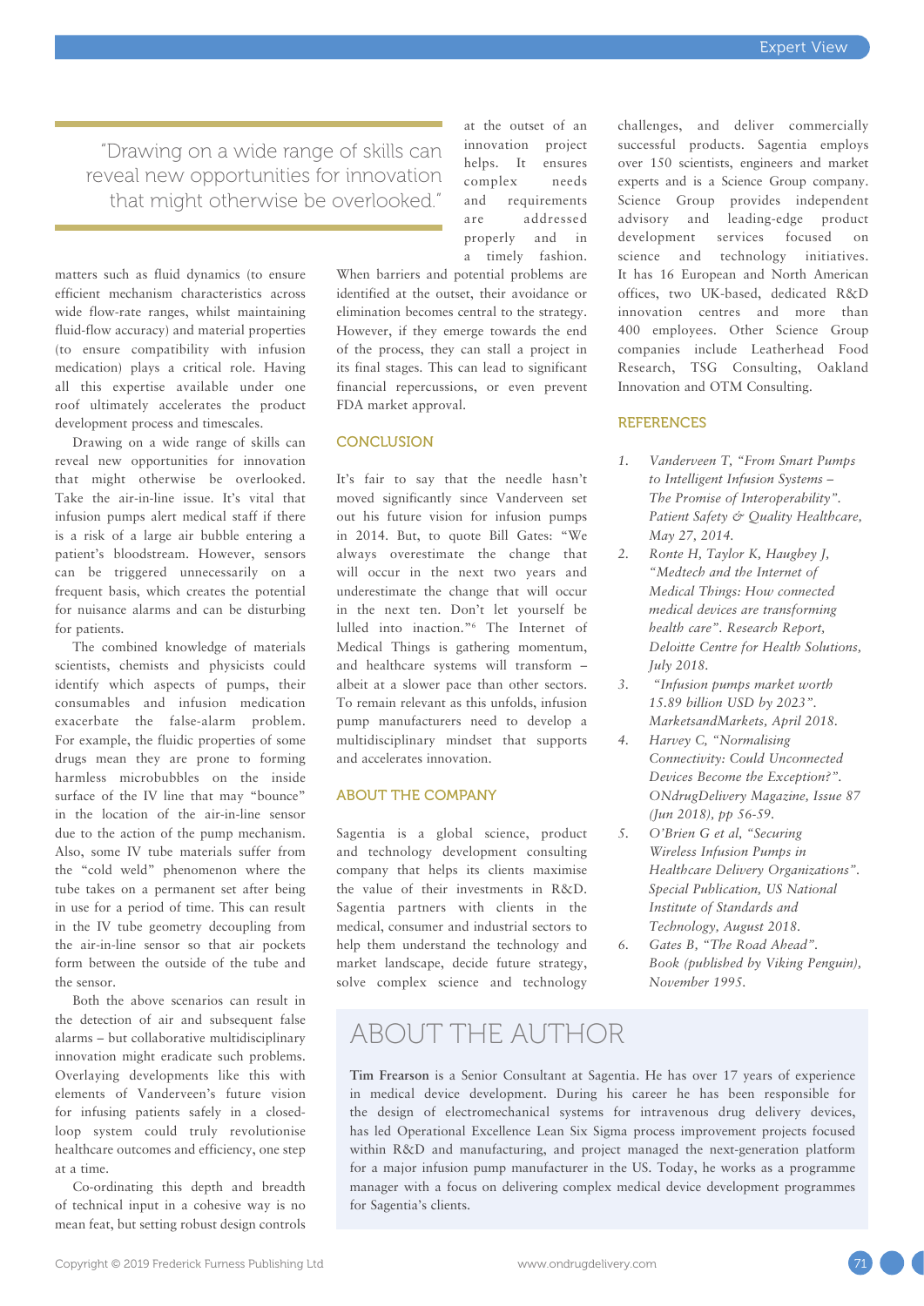> "Drawing on a wide range of skills can reveal new opportunities for innovation that might otherwise be overlooked."

matters such as fluid dynamics (to ensure efficient mechanism characteristics across wide flow-rate ranges, whilst maintaining fluid-flow accuracy) and material properties (to ensure compatibility with infusion medication) plays a critical role. Having all this expertise available under one roof ultimately accelerates the product development process and timescales.

Drawing on a wide range of skills can reveal new opportunities for innovation that might otherwise be overlooked. Take the air-in-line issue. It's vital that infusion pumps alert medical staff if there is a risk of a large air bubble entering a patient's bloodstream. However, sensors can be triggered unnecessarily on a frequent basis, which creates the potential for nuisance alarms and can be disturbing for patients.

The combined knowledge of materials scientists, chemists and physicists could identify which aspects of pumps, their consumables and infusion medication exacerbate the false-alarm problem. For example, the fluidic properties of some drugs mean they are prone to forming harmless microbubbles on the inside surface of the IV line that may "bounce" in the location of the air-in-line sensor due to the action of the pump mechanism. Also, some IV tube materials suffer from the "cold weld" phenomenon where the tube takes on a permanent set after being in use for a period of time. This can result in the IV tube geometry decoupling from the air-in-line sensor so that air pockets form between the outside of the tube and the sensor.

Both the above scenarios can result in the detection of air and subsequent false alarms – but collaborative multidisciplinary innovation might eradicate such problems. Overlaying developments like this with elements of Vanderveen's future vision for infusing patients safely in a closed-loop system could truly revolutionise healthcare outcomes and efficiency, one step at a time.

Co-ordinating this depth and breadth of technical input in a cohesive way is no mean feat, but setting robust design controls at the outset of an innovation project helps. It ensures complex needs and requirements are addressed properly and in a timely fashion. When barriers and potential problems are identified at the outset, their avoidance or elimination becomes central to the strategy. However, if they emerge towards the end of the process, they can stall a project in its final stages. This can lead to significant financial repercussions, or even prevent FDA market approval.

## CONCLUSION

It's fair to say that the needle hasn't moved significantly since Vanderveen set out his future vision for infusion pumps in 2014. But, to quote Bill Gates: "We always overestimate the change that will occur in the next two years and underestimate the change that will occur in the next ten. Don't let yourself be lulled into inaction."[6] The Internet of Medical Things is gathering momentum, and healthcare systems will transform – albeit at a slower pace than other sectors. To remain relevant as this unfolds, infusion pump manufacturers need to develop a multidisciplinary mindset that supports and accelerates innovation.

## ABOUT THE COMPANY

Sagentia is a global science, product and technology development consulting company that helps its clients maximise the value of their investments in R&D. Sagentia partners with clients in the medical, consumer and industrial sectors to help them understand the technology and market landscape, decide future strategy, solve complex science and technology challenges, and deliver commercially successful products. Sagentia employs over 150 scientists, engineers and market experts and is a Science Group company. Science Group provides independent advisory and leading-edge product development services focused on science and technology initiatives. It has 16 European and North American offices, two UK-based, dedicated R&D innovation centres and more than 400 employees. Other Science Group companies include Leatherhead Food Research, TSG Consulting, Oakland Innovation and OTM Consulting.

## REFERENCES

1. *Vanderveen T, "From Smart Pumps to Intelligent Infusion Systems – The Promise of Interoperability". Patient Safety & Quality Healthcare, May 27, 2014.*
2. *Ronte H, Taylor K, Haughey J, "Medtech and the Internet of Medical Things: How connected medical devices are transforming health care". Research Report, Deloitte Centre for Health Solutions, July 2018.*
3. *"Infusion pumps market worth 15.89 billion USD by 2023". MarketsandMarkets, April 2018.*
4. *Harvey C, "Normalising Connectivity: Could Unconnected Devices Become the Exception?". ONdrugDelivery Magazine, Issue 87 (Jun 2018), pp 56-59.*
5. *O'Brien G et al, "Securing Wireless Infusion Pumps in Healthcare Delivery Organizations". Special Publication, US National Institute of Standards and Technology, August 2018.*
6. *Gates B, "The Road Ahead". Book (published by Viking Penguin), November 1995.*

## ABOUT THE AUTHOR

**Tim Frearson** is a Senior Consultant at Sagentia. He has over 17 years of experience in medical device development. During his career he has been responsible for the design of electromechanical systems for intravenous drug delivery devices, has led Operational Excellence Lean Six Sigma process improvement projects focused within R&D and manufacturing, and project managed the next-generation platform for a major infusion pump manufacturer in the US. Today, he works as a programme manager with a focus on delivering complex medical device development programmes for Sagentia's clients.